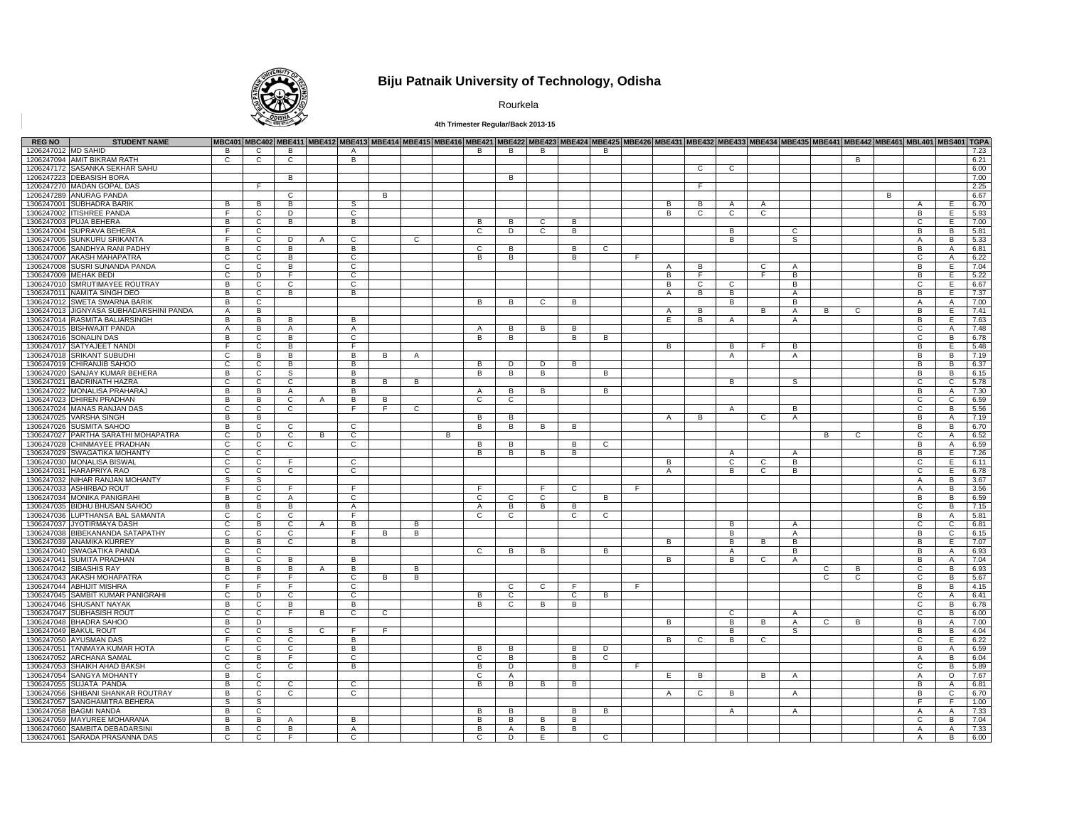# Biju Patnaik University of Technology, Odisha

Rourkela

**4th Trimester Regular/Back 2013-15**

| REG NO | STUDENT NAME | MBC401 | MBC402 | MBE411 | MBE412 | MBE413 | MBE414 | MBE415 | MBE416 | MBE421 | MBE422 | MBE423 | MBE424 | MBE425 | MBE426 | MBE431 | MBE432 | MBE433 | MBE434 | MBE435 | MBE441 | MBE442 | MBE461 | MBL401 | MBS401 | TGPA |
|---|---|---|---|---|---|---|---|---|---|---|---|---|---|---|---|---|---|---|---|---|---|---|---|---|---|---|
| 1206247012 | MD SAHID | B | C | B | | A | | | | B | B | B | | B | | | | | | | | | | | | 7.23 |
| 1206247094 | AMIT BIKRAM RATH | C | C | C | | B | | | | | | | | | | | | | | | | B | | | | 6.21 |
| 1206247172 | SASANKA SEKHAR SAHU | | | | | | | | | | | | | | | | C | C | | | | | | | | 6.00 |
| 1206247223 | DEBASISH BORA | | | B | | | | | | | B | | | | | | | | | | | | | | | 7.00 |
| 1206247270 | MADAN GOPAL DAS | | F | | | | | | | | | | | | | | F | | | | | | | | | 2.25 |
| 1206247289 | ANURAG PANDA | | | C | | | B | | | | | | | | | | | | | | | | B | | | 6.67 |
| 1306247001 | SUBHADRA BARIK | B | B | B | | S | | | | | | | | | | B | B | A | A | | | | | A | E | 6.70 |
| 1306247002 | ITISHREE PANDA | F | C | D | | C | | | | | | | | | | B | C | C | C | | | | | B | E | 5.93 |
| 1306247003 | PUJA BEHERA | B | C | B | | B | | | | B | B | C | B | | | | | | | | | | | C | E | 7.00 |
| 1306247004 | SUPRAVA BEHERA | F | C | | | | | | | C | D | C | B | | | | | B | | C | | | | B | B | 5.81 |
| 1306247005 | SUNKURU SRIKANTA | F | C | D | A | C | | C | | | | | | | | | | B | | S | | | | A | B | 5.33 |
| 1306247006 | SANDHYA RANI PADHY | B | C | B | | B | | | | C | B | | B | C | | | | | | | | | | B | A | 6.81 |
| 1306247007 | AKASH MAHAPATRA | C | C | B | | C | | | | B | B | | B | | F | | | | | | | | | C | A | 6.22 |
| 1306247008 | SUSRI SUNANDA PANDA | C | C | B | | C | | | | | | | | | | A | B | | C | A | | | | B | E | 7.04 |
| 1306247009 | MEHAK BEDI | C | D | F | | C | | | | | | | | | | B | F | | F | B | | | | B | E | 5.22 |
| 1306247010 | SMRUTIMAYEE ROUTRAY | B | C | C | | C | | | | | | | | | | B | C | C | | B | | | | C | E | 6.67 |
| 1306247011 | NAMITA SINGH DEO | B | C | B | | B | | | | | | | | | | A | B | B | | A | | | | B | E | 7.37 |
| 1306247012 | SWETA SWARNA BARIK | B | C | | | | | | | B | B | C | B | | | | | B | | B | | | | A | A | 7.00 |
| 1306247013 | JIGNYASA SUBHADARSHINI PANDA | A | B | | | | | | | | | | | | | A | B | | B | A | B | C | | B | E | 7.41 |
| 1306247014 | RASMITA BALIARSINGH | B | B | B | | B | | | | | | | | | | E | B | A | | A | | | | B | E | 7.63 |
| 1306247015 | BISHWAJIT PANDA | A | B | A | | A | | | | A | B | B | B | | | | | | | | | | | C | A | 7.48 |
| 1306247016 | SONALIN DAS | B | C | B | | C | | | | B | B | | B | B | | | | | | | | | | C | B | 6.78 |
| 1306247017 | SATYAJEET NANDI | F | C | B | | F | | | | | | | | | | B | | B | F | B | | | | B | E | 5.48 |
| 1306247018 | SRIKANT SUBUDHI | C | B | B | | B | B | A | | | | | | | | | | A | | A | | | | B | B | 7.19 |
| 1306247019 | CHIRANJIB SAHOO | C | C | B | | B | | | | B | D | D | B | | | | | | | | | | | B | B | 6.37 |
| 1306247020 | SANJAY KUMAR BEHERA | B | C | S | | B | | | | B | B | B | | B | | | | | | | | | | B | B | 6.15 |
| 1306247021 | BADRINATH HAZRA | C | C | C | | B | B | B | | | | | | | | | | B | | S | | | | C | C | 5.78 |
| 1306247022 | MONALISA PRAHARAJ | B | B | A | | B | | | | A | B | B | | B | | | | | | | | | | B | A | 7.30 |
| 1306247023 | DHIREN PRADHAN | B | B | C | A | B | B | | | C | C | | | | | | | | | | | | | C | C | 6.59 |
| 1306247024 | MANAS RANJAN DAS | C | C | C | | F | F | C | | | | | | | | | | A | | B | | | | C | B | 5.56 |
| 1306247025 | VARSHA SINGH | B | B | | | | | | | B | B | | | | | A | B | | C | A | | | | B | A | 7.19 |
| 1306247026 | SUSMITA SAHOO | B | C | C | | C | | | | B | B | B | B | | | | | | | | | | | B | B | 6.70 |
| 1306247027 | PARTHA SARATHI MOHAPATRA | C | D | C | B | C | | | B | | | | | | | | | | | | B | C | | C | A | 6.52 |
| 1306247028 | CHINMAYEE PRADHAN | C | C | C | | C | | | | B | B | | B | C | | | | | | | | | | B | A | 6.59 |
| 1306247029 | SWAGATIKA MOHANTY | C | C | | | | | | | B | B | B | B | | | | | A | | A | | | | B | E | 7.26 |
| 1306247030 | MONALISA BISWAL | C | C | F | | C | | | | | | | | | | B | | C | C | B | | | | C | E | 6.11 |
| 1306247031 | HARAPRIYA RAO | C | C | C | | C | | | | | | | | | | A | | B | C | B | | | | C | E | 6.78 |
| 1306247032 | NIHAR RANJAN MOHANTY | S | S | | | | | | | | | | | | | | | | | | | | | A | B | 3.67 |
| 1306247033 | ASHIRBAD ROUT | F | C | F | | F | | | | F | | F | C | | F | | | | | | | | | A | B | 3.56 |
| 1306247034 | MONIKA PANIGRAHI | B | C | A | | C | | | | C | C | C | | B | | | | | | | | | | B | B | 6.59 |
| 1306247035 | BIDHU BHUSAN SAHOO | B | B | B | | A | | | | A | B | B | B | | | | | | | | | | | C | B | 7.15 |
| 1306247036 | LUPTHANSA BAL SAMANTA | C | C | C | | F | | | | C | C | | C | C | | | | | | | | | | B | A | 5.81 |
| 1306247037 | JYOTIRMAYA DASH | C | B | C | A | B | | B | | | | | | | | | | B | | A | | | | C | C | 6.81 |
| 1306247038 | BIBEKANANDA SATAPATHY | C | C | C | | F | B | B | | | | | | | | | | B | | A | | | | B | C | 6.15 |
| 1306247039 | ANAMIKA KURREY | B | B | C | | B | | | | | | | | | | B | | B | B | B | | | | B | E | 7.07 |
| 1306247040 | SWAGATIKA PANDA | C | C | | | | | | | C | B | B | | B | | | | A | | B | | | | B | A | 6.93 |
| 1306247041 | SUMITA PRADHAN | B | C | B | | B | | | | | | | | | | B | | B | C | A | | | | B | A | 7.04 |
| 1306247042 | SIBASHIS RAY | B | B | B | A | B | | B | | | | | | | | | | | | | C | B | | C | B | 6.93 |
| 1306247043 | AKASH MOHAPATRA | C | F | F | | C | B | B | | | | | | | | | | | | | C | C | | C | B | 5.67 |
| 1306247044 | ABHIJIT MISHRA | F | F | F | | C | | | | | C | C | F | | F | | | | | | | | | B | B | 4.15 |
| 1306247045 | SAMBIT KUMAR PANIGRAHI | C | D | C | | C | | | | B | C | | C | B | | | | | | | | | | C | A | 6.41 |
| 1306247046 | SHUSANT NAYAK | B | C | B | | B | | | | B | C | B | B | | | | | | | | | | | C | B | 6.78 |
| 1306247047 | SUBHASISH ROUT | C | C | F | B | C | C | | | | | | | | | | | C | | A | | | | C | B | 6.00 |
| 1306247048 | BHADRA SAHOO | B | D | | | | | | | | | | | | | B | | B | B | A | C | B | | B | A | 7.00 |
| 1306247049 | BAKUL ROUT | C | C | S | C | F | F | | | | | | | | | | | B | | S | | | | B | B | 4.04 |
| 1306247050 | AYUSMAN DAS | F | C | C | | B | | | | | | | | | | B | C | B | C | | | | | C | E | 6.22 |
| 1306247051 | TANMAYA KUMAR HOTA | C | C | C | | B | | | | B | B | | B | D | | | | | | | | | | B | A | 6.59 |
| 1306247052 | ARCHANA SAMAL | C | B | F | | C | | | | C | B | | B | C | | | | | | | | | | A | B | 6.04 |
| 1306247053 | SHAIKH AHAD BAKSH | C | C | C | | B | | | | B | D | | B | | F | | | | | | | | | C | B | 5.89 |
| 1306247054 | SANGYA MOHANTY | B | C | | | | | | | C | A | | | | | E | B | | B | A | | | | A | O | 7.67 |
| 1306247055 | SUJATA PANDA | B | C | C | | C | | | | B | B | B | B | | | | | | | | | | | B | A | 6.81 |
| 1306247056 | SHIBANI SHANKAR ROUTRAY | B | C | C | | C | | | | | | | | | | A | C | B | | A | | | | B | C | 6.70 |
| 1306247057 | SANGHAMITRA BEHERA | S | S | | | | | | | | | | | | | | | | | | | | | F | F | 1.00 |
| 1306247058 | BAGMI NANDA | B | C | | | | | | | B | B | | B | B | | | | A | | A | | | | A | A | 7.33 |
| 1306247059 | MAYUREE MOHARANA | B | B | A | | B | | | | B | B | B | B | | | | | | | | | | | C | B | 7.04 |
| 1306247060 | SAMBITA DEBADARSINI | B | C | B | | A | | | | B | A | B | B | | | | | | | | | | | A | A | 7.33 |
| 1306247061 | SARADA PRASANNA DAS | C | C | F | | C | | | | C | D | E | | C | | | | | | | | | | A | B | 6.00 |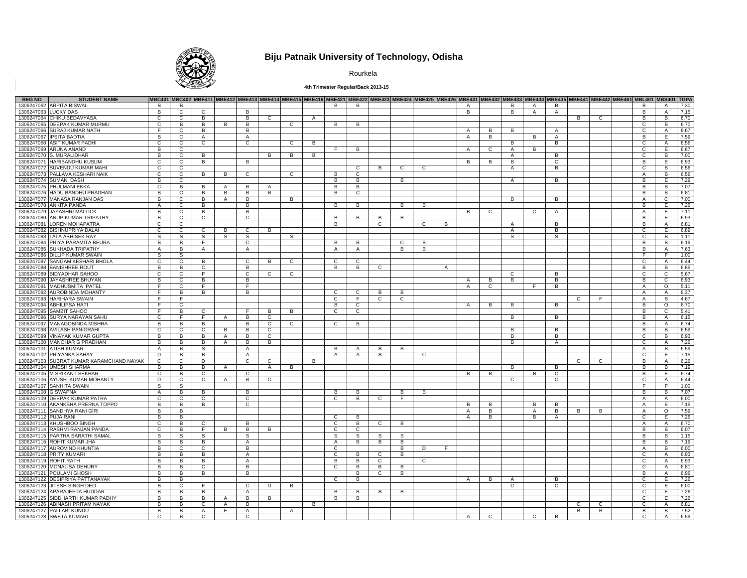# Biju Patnaik University of Technology, Odisha

Rourkela

**4th Trimester Regular/Back 2013-15**

| REG NO | STUDENT NAME | MBC401 | MBC402 | MBE411 | MBE412 | MBE413 | MBE414 | MBE415 | MBE416 | MBE421 | MBE422 | MBE423 | MBE424 | MBE425 | MBE426 | MBE431 | MBE432 | MBE433 | MBE434 | MBE435 | MBE441 | MBE442 | MBE461 | MBL401 | MBS401 | TGPA |
|---|---|---|---|---|---|---|---|---|---|---|---|---|---|---|---|---|---|---|---|---|---|---|---|---|---|---|
| 1306247062 | ARPITA BISWAL | B | B | | | | | | | B | B | | | | | A | | B | A | B | | | | B | A | 7.30 |
| 1306247063 | LUCKY DAS | B | C | | | B | | | | | | | | | | B | | B | A | A | | | | B | A | 7.15 |
| 1306247064 | CHIKU BEDAVYASA | C | C | B | | B | C | | A | | | | | | | | | | | | B | C | | B | B | 6.70 |
| 1306247065 | DEEPAK KUMAR MURMU | C | B | B | B | B | | C | | B | B | | | | | | | | | | | | | C | B | 6.70 |
| 1306247066 | SURAJ KUMAR NATH | F | C | B | | B | | | | | | | | | | A | B | B | | A | | | | C | A | 6.67 |
| 1306247067 | IPSITA BADTIA | B | C | A | | A | | | | | | | | | | A | B | | B | A | | | | B | E | 7.59 |
| 1306247068 | ASIT KUMAR PADHI | C | C | C | | C | | C | B | | | | | | | | | B | | B | | | | C | A | 6.56 |
| 1306247069 | ARUNA ANAND | B | C | | | | | | | F | B | | | | | A | C | A | B | | | | | C | E | 6.67 |
| 1306247070 | S. MURALIDHAR | B | C | B | | | B | B | B | | | | | | | | | A | | B | | | | C | B | 7.00 |
| 1306247071 | HARIBANDHU KUSUM | C | C | B | | B | | | | | | | | | | B | B | B | | C | | | | B | E | 6.93 |
| 1306247072 | SUVENDU KUMAR MAHI | C | C | | | | | | | | C | B | C | C | | | | A | | B | | | | C | B | 6.56 |
| 1306247073 | PALLAVA KESHARI NAIK | C | C | B | B | C | | C | | B | C | | | | | | | | | | | | | A | B | 6.56 |
| 1306247074 | SUMAN DASH | B | C | | | | | | | B | B | | B | | | | | A | | B | | | | B | E | 7.29 |
| 1306247075 | PHULMANI EKKA | C | B | B | A | B | A | | | B | B | | | | | | | | | | | | | B | B | 7.07 |
| 1306247076 | HADU BANDHU PRADHAN | B | C | B | B | B | B | | | B | C | | | | | | | | | | | | | B | B | 6.81 |
| 1306247077 | MANASA RANJAN DAS | B | C | B | A | B | | B | | | | | | | | | | B | | B | | | | A | C | 7.00 |
| 1306247078 | ANKITA PANDA | A | C | B | | B | | | | B | B | | B | B | | | | | | | | | | B | E | 7.26 |
| 1306247079 | JAYASHRI MALLICK | B | C | B | | B | | | | | | | | | | B | C | | C | A | | | | A | E | 7.11 |
| 1306247080 | ANUP KUMAR TRIPATHY | B | C | C | | C | | | | B | B | B | B | | | | | | | | | | | B | E | 6.93 |
| 1306247081 | LOREN MOHAPATRA | C | C | | | | | | | B | | C | | C | B | | | A | | B | | | | B | A | 6.81 |
| 1306247082 | BISHNUPRIYA DALAI | C | C | C | B | C | B | | | | | | | | | | | A | | B | | | | C | E | 6.89 |
| 1306247083 | LALA ABHISEK RAY | S | S | S | S | S | | S | | | | | | | | | | S | | S | | | | C | B | 1.11 |
| 1306247084 | PRIYA PARAMITA BEURA | B | B | F | | C | | | | B | B | | C | B | | | | | | | | | | B | B | 6.19 |
| 1306247085 | SUKHADA TRIPATHY | A | B | A | | A | | | | A | A | | B | B | | | | | | | | | | B | A | 7.63 |
| 1306247086 | DILLIP KUMAR SWAIN | S | S | | | | | | | | | | | | | | | | | | | | | F | F | 1.00 |
| 1306247087 | SANGAM KESHARI BHOLA | C | C | B | | C | B | C | | C | C | | | | | | | | | | | | | C | A | 6.44 |
| 1306247088 | BANISHREE ROUT | B | B | C | | B | | | | B | B | C | | | A | | | | | | | | | B | B | 6.85 |
| 1306247089 | BIDYADHAR SAHOO | C | C | F | | C | C | C | | | | | | | | | | C | | B | | | | C | C | 5.67 |
| 1306247090 | JAYASHREE BHUYAN | B | C | B | | B | | | | | | | | | | A | B | B | | B | | | | B | C | 6.93 |
| 1306247091 | MADHUSMITA PATEL | F | C | F | | F | | | | | | | | | | A | C | | F | B | | | | A | O | 5.11 |
| 1306247092 | AUROBINDA MOHANTY | F | B | B | | B | | | | C | C | B | B | | | | | | | | | | | A | A | 6.37 |
| 1306247093 | HARIHARA SWAIN | F | F | | | | | | | C | F | C | C | | | | | | | | C | F | | A | B | 4.67 |
| 1306247094 | ABHILIPSA HATI | F | C | | | | | | | B | C | | | | | A | B | B | | B | | | | B | O | 6.70 |
| 1306247095 | SAMBIT SAHOO | F | B | C | | F | B | B | | C | C | | | | | | | | | | | | | B | C | 5.41 |
| 1306247096 | SURYA NARAYAN SAHU | C | F | F | A | B | C | | | | | | | | | | | B | | B | | | | B | A | 6.15 |
| 1306247097 | MANAGOBINDA MISHRA | B | B | B | | B | C | C | | C | B | | | | | | | | | | | | | B | A | 6.74 |
| 1306247098 | AVILASH PANIGRAHI | C | C | C | B | B | C | | | | | | | | | | | B | | B | | | | B | B | 6.59 |
| 1306247099 | VINAYAK KUMAR GUPTA | B | B | B | A | B | C | | | | | | | | | | | B | | B | | | | C | B | 6.93 |
| 1306247100 | MANOHAR G PRADHAN | B | B | B | A | B | B | | | | | | | | | | | B | | A | | | | C | A | 7.26 |
| 1306247101 | ATISH KUMAR | A | B | S | | A | | | | B | A | B | B | | | | | | | | | | | A | B | 6.59 |
| 1306247102 | PRIYANKA SAHAY | D | B | B | | A | | | | A | A | B | | C | | | | | | | | | | C | E | 7.15 |
| 1306247103 | SUBRAT KUMAR KARAMCHAND NAYAK | C | C | D | | C | C | | B | | | | | | | | | | | | C | C | | B | A | 6.26 |
| 1306247104 | UMESH SHARMA | B | B | B | A | | A | B | | | | | | | | | | B | | B | | | | B | B | 7.19 |
| 1306247105 | M SRIKANT SEKHAR | C | B | C | | C | | | | | | | | | | B | B | | B | C | | | | B | E | 6.74 |
| 1306247106 | AYUSH KUMAR MOHANTY | D | C | C | A | B | C | | | | | | | | | | | C | | C | | | | C | A | 6.44 |
| 1306247107 | SANHITA SWAIN | S | S | | | | | | | | | | | | | | | | | | | | | F | F | 1.00 |
| 1306247108 | G SWAPNA | A | B | B | | B | | | | B | B | | B | B | | | | | | | | | | B | B | 7.07 |
| 1306247109 | DEEPAK KUMAR PATRA | C | C | C | | C | | | | C | B | C | F | | | | | | | | | | | A | A | 6.00 |
| 1306247110 | AKANKSHA PRERNA TOPPO | B | B | B | | C | | | | | | | | | | B | B | | B | B | | | | A | E | 7.15 |
| 1306247111 | SANDHYA RANI GIRI | B | B | | | | | | | | | | | | | A | B | | A | B | B | B | | A | O | 7.59 |
| 1306247112 | PUJA RANI | B | B | | | | | | | C | B | | | | | A | B | | B | A | | | | C | E | 7.26 |
| 1306247113 | KHUSHBOO SINGH | C | B | C | | B | | | | C | B | C | B | | | | | | | | | | | A | A | 6.70 |
| 1306247114 | RASHMI RANJAN PANDA | C | B | F | B | B | B | | | C | C | | | | | | | | | | | | | B | B | 6.07 |
| 1306247115 | PARTHA SARATHI SAMAL | S | S | S | | S | | | | S | S | S | S | | | | | | | | | | | B | B | 1.15 |
| 1306247116 | ROHIT KUMAR JHA | B | B | B | | A | | | | A | B | B | B | | | | | | | | | | | B | B | 7.19 |
| 1306247117 | AUROVIND KHUNTIA | B | C | C | | B | | | | C | | | B | D | F | | | | | | | | | A | B | 6.00 |
| 1306247118 | PRITY KUMARI | B | B | B | | A | | | | C | B | C | B | | | | | | | | | | | C | A | 6.93 |
| 1306247119 | ROHIT RATH | B | B | B | | A | | | | B | B | C | | C | | | | | | | | | | C | A | 6.93 |
| 1306247120 | MONALISA DEHURY | B | B | C | | B | | | | C | B | B | B | | | | | | | | | | | C | A | 6.81 |
| 1306247121 | POULAMI GHOSH | B | B | B | | B | | | | | B | C | B | | | | | | | | | | | B | A | 6.96 |
| 1306247122 | DEBIPRIYA PATTANAYAK | B | B | | | | | | | C | B | | | | | A | B | A | | B | | | | C | E | 7.26 |
| 1306247123 | JITESH SINGH DEO | B | C | F | | C | D | B | | | | | | | | | | C | | C | | | | C | E | 6.00 |
| 1306247124 | APARAJEETA HUDDAR | B | B | B | | A | | | | B | B | B | B | | | | | | | | | | | C | E | 7.26 |
| 1306247125 | SIDDHARTH KUMAR PADHY | B | B | B | A | B | B | | | B | B | | | | | | | | | | | | | C | E | 7.26 |
| 1306247126 | ABINASH PRITAM NAYAK | B | B | C | A | B | | | B | | | | | | | | | | | | C | C | | C | A | 6.81 |
| 1306247127 | PALLABI KUNDU | B | B | A | E | A | | A | | | | | | | | | | | | | B | B | | B | B | 7.52 |
| 1306247128 | SWETA KUMARI | C | B | C | | C | | | | | | | | | | A | C | | C | B | | | | C | A | 6.59 |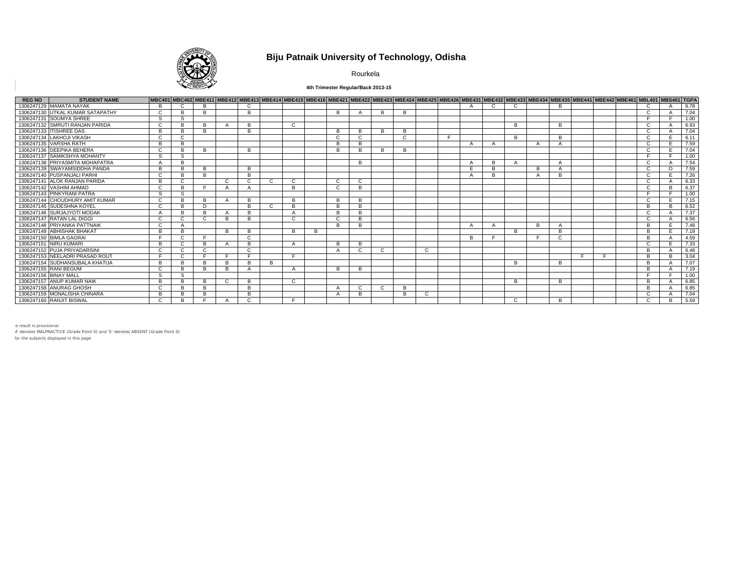# Biju Patnaik University of Technology, Odisha

Rourkela

**4th Trimester Regular/Back 2013-15**

| REG NO | STUDENT NAME | MBC401 | MBC402 | MBE411 | MBE412 | MBE413 | MBE414 | MBE415 | MBE416 | MBE421 | MBE422 | MBE423 | MBE424 | MBE425 | MBE426 | MBE431 | MBE432 | MBE433 | MBE434 | MBE435 | MBE441 | MBE442 | MBE461 | MBL401 | MBS401 | TGPA |
|---|---|---|---|---|---|---|---|---|---|---|---|---|---|---|---|---|---|---|---|---|---|---|---|---|---|---|
| 1306247129 | MAMATA NAYAK | B | C | B | | C | | | | | | | | | | A | C | C | | B | | | | C | A | 6.78 |
| 1306247130 | UTKAL KUMAR SATAPATHY | C | B | B | | B | | | | B | A | B | B | | | | | | | | | | | C | A | 7.04 |
| 1306247131 | SOUMYA SHREE | S | S | | | | | | | | | | | | | | | | | | | | | F | F | 1.00 |
| 1306247132 | SMRUTI RANJAN PARIDA | C | B | B | A | B | | C | | | | | | | | | | B | | B | | | | C | A | 6.93 |
| 1306247133 | ITISHREE DAS | B | B | B | | B | | | | B | B | B | B | | | | | | | | | | | C | A | 7.04 |
| 1306247134 | LAKHOJI VIKASH | C | C | | | | | | | C | C | | C | | F | | | B | | B | | | | C | E | 6.11 |
| 1306247135 | VARSHA RATH | B | B | | | | | | | B | B | | | | | A | A | | A | A | | | | C | E | 7.59 |
| 1306247136 | DEEPIKA BEHERA | C | B | B | | B | | | | B | B | B | B | | | | | | | | | | | C | E | 7.04 |
| 1306247137 | SAMIKSHYA MOHANTY | S | S | | | | | | | | | | | | | | | | | | | | | F | F | 1.00 |
| 1306247138 | PRIYASMITA MOHAPATRA | A | B | | | | | | | | B | | | | | A | B | A | | A | | | | C | A | 7.54 |
| 1306247139 | SWAYAMSIDDHA PANDA | B | B | B | | B | | | | | | | | | | E | B | | B | A | | | | C | O | 7.59 |
| 1306247140 | PUSPANJALI PARHI | C | B | B | | B | | | | | | | | | | A | B | | A | B | | | | C | E | 7.26 |
| 1306247141 | ALOK RANJAN PARIDA | B | C | | C | C | C | C | | C | C | | | | | | | | | | | | | C | A | 6.33 |
| 1306247142 | VASHIM AHMAD | C | B | F | A | A | | B | | C | B | | | | | | | | | | | | | C | B | 6.37 |
| 1306247143 | PINKYRANI PATRA | S | S | | | | | | | | | | | | | | | | | | | | | F | F | 1.00 |
| 1306247144 | CHOUDHURY AMIT KUMAR | C | B | B | A | B | | B | | B | B | | | | | | | | | | | | | C | E | 7.15 |
| 1306247145 | SUDESHNA KOYEL | C | B | D | | B | C | B | | B | B | | | | | | | | | | | | | B | B | 6.52 |
| 1306247146 | SURJAJYOTI MODAK | A | B | B | A | B | | A | | B | B | | | | | | | | | | | | | C | A | 7.37 |
| 1306247147 | RATAN LAL DIGGI | C | C | C | B | B | | C | | C | B | | | | | | | | | | | | | C | A | 6.56 |
| 1306247148 | PRIYANKA PATTNAIK | C | A | | | | | | | B | B | | | | | A | A | | B | A | | | | B | E | 7.48 |
| 1306247149 | ABHISHAK BHAKAT | B | B | | B | B | | B | B | | | | | | | | | B | | B | | | | B | E | 7.19 |
| 1306247150 | BIMLA GAGRAI | F | C | F | | C | | | | | | | | | | B | F | | F | C | | | | B | A | 4.59 |
| 1306247151 | NIRU KUMARI | B | C | B | A | B | | A | | B | B | | | | | | | | | | | | | C | E | 7.33 |
| 1306247152 | PUJA PRIYADARSINI | C | C | C | | C | | | | A | C | C | | C | | | | | | | | | | B | A | 6.48 |
| 1306247153 | NEELADRI PRASAD ROUT | F | C | F | F | F | | F | | | | | | | | | | | | | F | F | | B | B | 3.04 |
| 1306247154 | SUDHANSUBALA KHATUA | B | B | B | B | B | B | | | | | | | | | | | B | | B | | | | B | A | 7.07 |
| 1306247155 | RANI BEGUM | C | B | B | B | A | | A | | B | B | | | | | | | | | | | | | B | A | 7.19 |
| 1306247156 | BINAY MALL | S | S | | | | | | | | | | | | | | | | | | | | | F | F | 1.00 |
| 1306247157 | ANUP KUMAR NAIK | B | B | B | C | B | | C | | | | | | | | | | B | | B | | | | B | A | 6.85 |
| 1306247158 | ANURAG GHOSH | C | B | B | | B | | | | A | C | C | B | | | | | | | | | | | B | A | 6.85 |
| 1306247159 | MONALISHA CHINARA | B | B | B | | B | | | | A | B | | B | C | | | | | | | | | | C | A | 7.04 |
| 1306247160 | RANJIT BISWAL | C | B | F | A | C | | F | | | | | | | | | | C | | B | | | | C | B | 5.59 |

e result is provisional.
M' denotes MALPRACTICE (Grade Point 0) and 'S' denotes ABSENT (Grade Point 0)
for the subjects displayed in this page